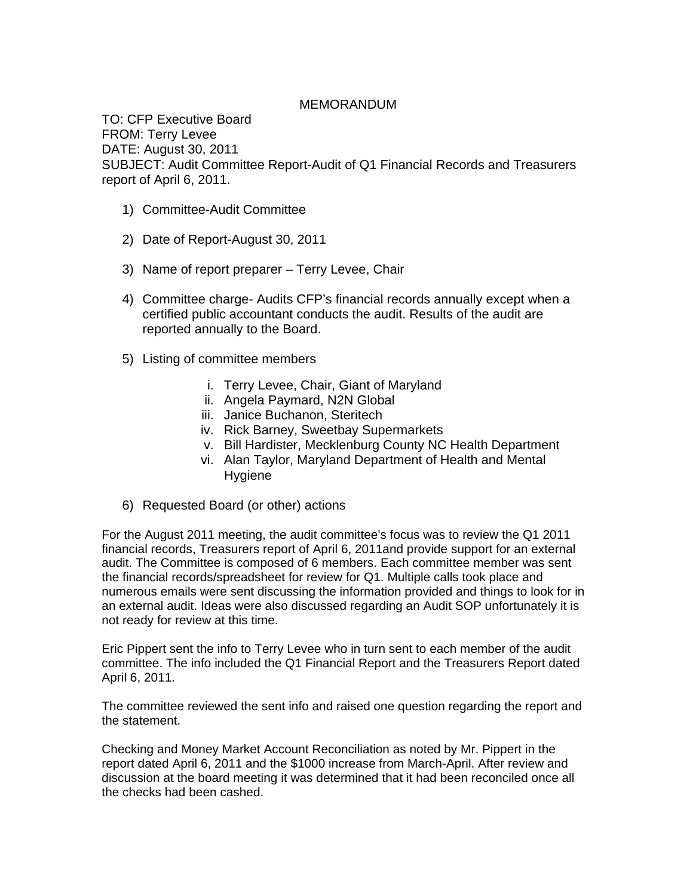# MEMORANDUM

TO: CFP Executive Board
FROM: Terry Levee
DATE: August 30, 2011
SUBJECT: Audit Committee Report-Audit of Q1 Financial Records and Treasurers report of April 6, 2011.

1) Committee-Audit Committee

2) Date of Report-August 30, 2011

3) Name of report preparer – Terry Levee, Chair

4) Committee charge- Audits CFP's financial records annually except when a certified public accountant conducts the audit. Results of the audit are reported annually to the Board.

5) Listing of committee members

    i. Terry Levee, Chair, Giant of Maryland
    ii. Angela Paymard, N2N Global
    iii. Janice Buchanon, Steritech
    iv. Rick Barney, Sweetbay Supermarkets
    v. Bill Hardister, Mecklenburg County NC Health Department
    vi. Alan Taylor, Maryland Department of Health and Mental Hygiene

6) Requested Board (or other) actions

For the August 2011 meeting, the audit committee's focus was to review the Q1 2011 financial records, Treasurers report of April 6, 2011and provide support for an external audit. The Committee is composed of 6 members. Each committee member was sent the financial records/spreadsheet for review for Q1. Multiple calls took place and numerous emails were sent discussing the information provided and things to look for in an external audit. Ideas were also discussed regarding an Audit SOP unfortunately it is not ready for review at this time.

Eric Pippert sent the info to Terry Levee who in turn sent to each member of the audit committee. The info included the Q1 Financial Report and the Treasurers Report dated April 6, 2011.

The committee reviewed the sent info and raised one question regarding the report and the statement.

Checking and Money Market Account Reconciliation as noted by Mr. Pippert in the report dated April 6, 2011 and the $1000 increase from March-April. After review and discussion at the board meeting it was determined that it had been reconciled once all the checks had been cashed.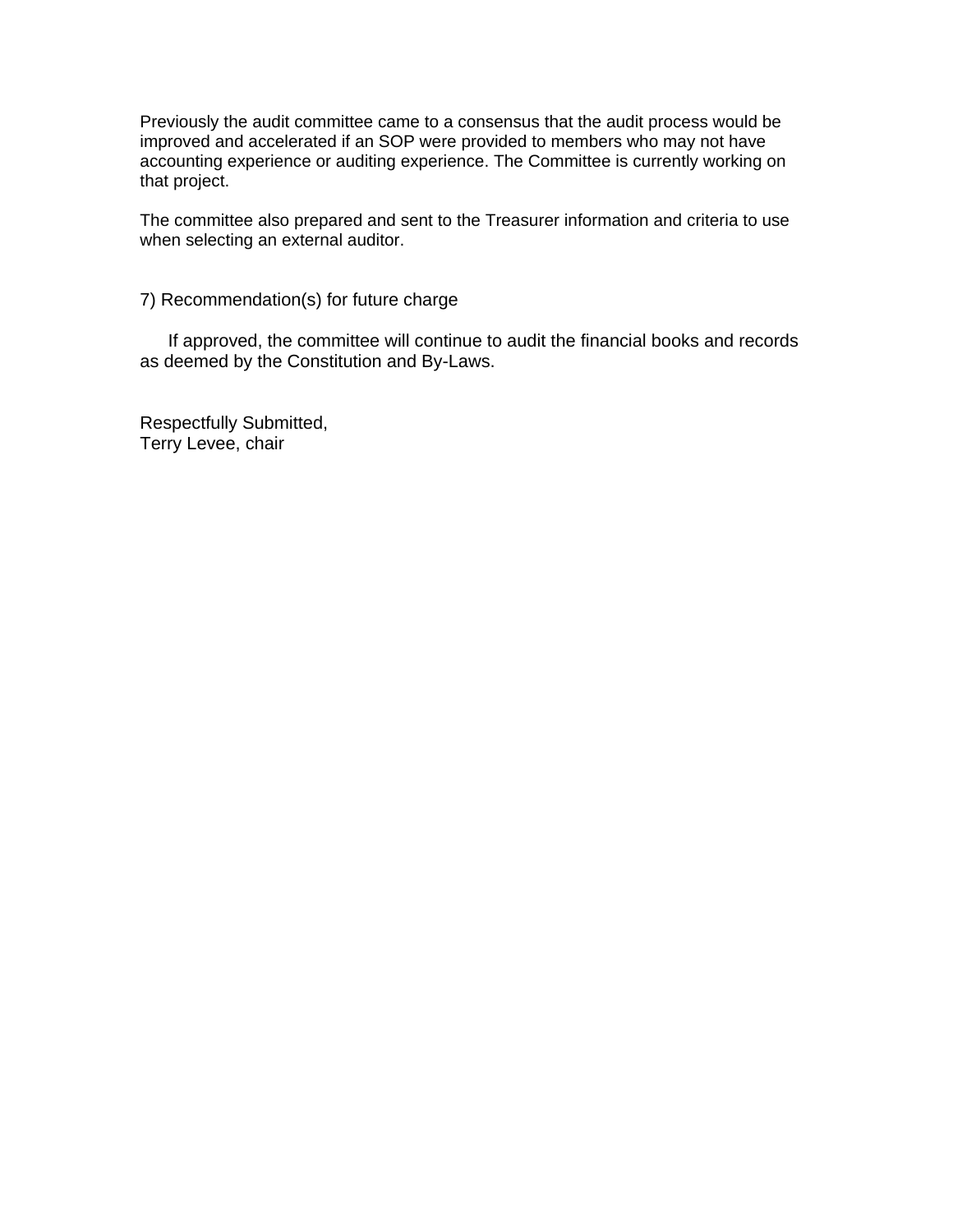Previously the audit committee came to a consensus that the audit process would be improved and accelerated if an SOP were provided to members who may not have accounting experience or auditing experience. The Committee is currently working on that project.

The committee also prepared and sent to the Treasurer information and criteria to use when selecting an external auditor.

7) Recommendation(s) for future charge

If approved, the committee will continue to audit the financial books and records as deemed by the Constitution and By-Laws.

Respectfully Submitted,
Terry Levee, chair